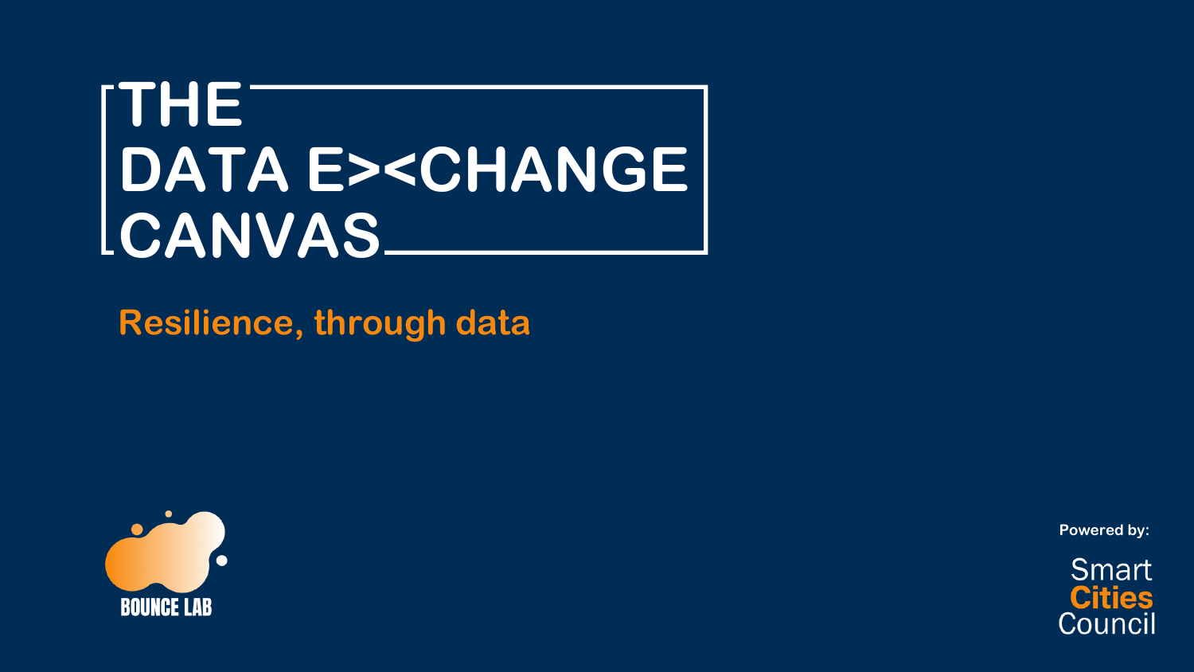# THE DATA E><CHANGE CANVAS

**Resilience, through data**

BOUNCE LAB

Powered by:

Smart **Cities** Council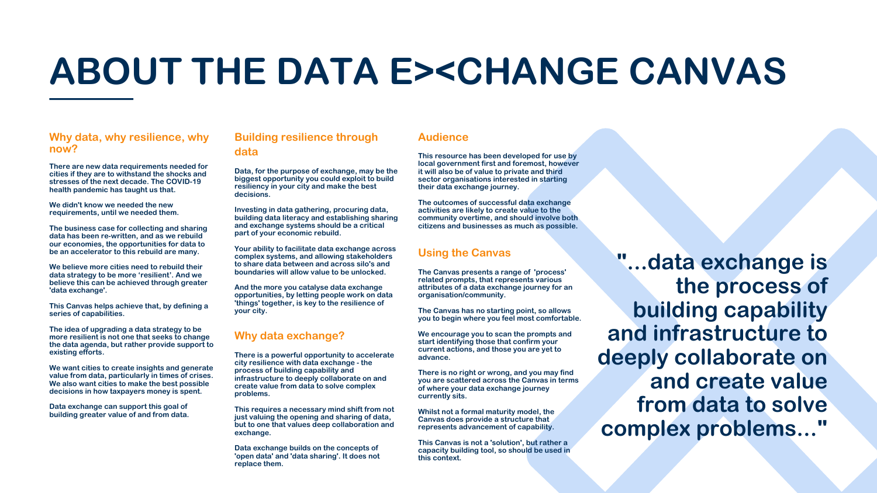# ABOUT THE DATA E><CHANGE CANVAS

## Why data, why resilience, why now?

There are new data requirements needed for cities if they are to withstand the shocks and stresses of the next decade. The COVID-19 health pandemic has taught us that.

We didn't know we needed the new requirements, until we needed them.

The business case for collecting and sharing data has been re-written, and as we rebuild our economies, the opportunities for data to be an accelerator to this rebuild are many.

We believe more cities need to rebuild their data strategy to be more 'resilient'. And we believe this can be achieved through greater 'data exchange'.

This Canvas helps achieve that, by defining a series of capabilities.

The idea of upgrading a data strategy to be more resilient is not one that seeks to change the data agenda, but rather provide support to existing efforts.

We want cities to create insights and generate value from data, particularly in times of crises. We also want cities to make the best possible decisions in how taxpayers money is spent.

Data exchange can support this goal of building greater value of and from data.

## Building resilience through data

Data, for the purpose of exchange, may be the biggest opportunity you could exploit to build resiliency in your city and make the best decisions.

Investing in data gathering, procuring data, building data literacy and establishing sharing and exchange systems should be a critical part of your economic rebuild.

Your ability to facilitate data exchange across complex systems, and allowing stakeholders to share data between and across silo's and boundaries will allow value to be unlocked.

And the more you catalyse data exchange opportunities, by letting people work on data 'things' together, is key to the resilience of your city.

## Why data exchange?

There is a powerful opportunity to accelerate city resilience with data exchange - the process of building capability and infrastructure to deeply collaborate on and create value from data to solve complex problems.

This requires a necessary mind shift from not just valuing the opening and sharing of data, but to one that values deep collaboration and exchange.

Data exchange builds on the concepts of 'open data' and 'data sharing'. It does not replace them.

## Audience

This resource has been developed for use by local government first and foremost, however it will also be of value to private and third sector organisations interested in starting their data exchange journey.

The outcomes of successful data exchange activities are likely to create value to the community overtime, and should involve both citizens and businesses as much as possible.

## Using the Canvas

The Canvas presents a range of 'process' related prompts, that represents various attributes of a data exchange journey for an organisation/community.

The Canvas has no starting point, so allows you to begin where you feel most comfortable.

We encourage you to scan the prompts and start identifying those that confirm your current actions, and those you are yet to advance.

There is no right or wrong, and you may find you are scattered across the Canvas in terms of where your data exchange journey currently sits.

Whilst not a formal maturity model, the Canvas does provide a structure that represents advancement of capability.

This Canvas is not a 'solution', but rather a capacity building tool, so should be used in this context.

> **"...data exchange is the process of building capability and infrastructure to deeply collaborate on and create value from data to solve complex problems..."**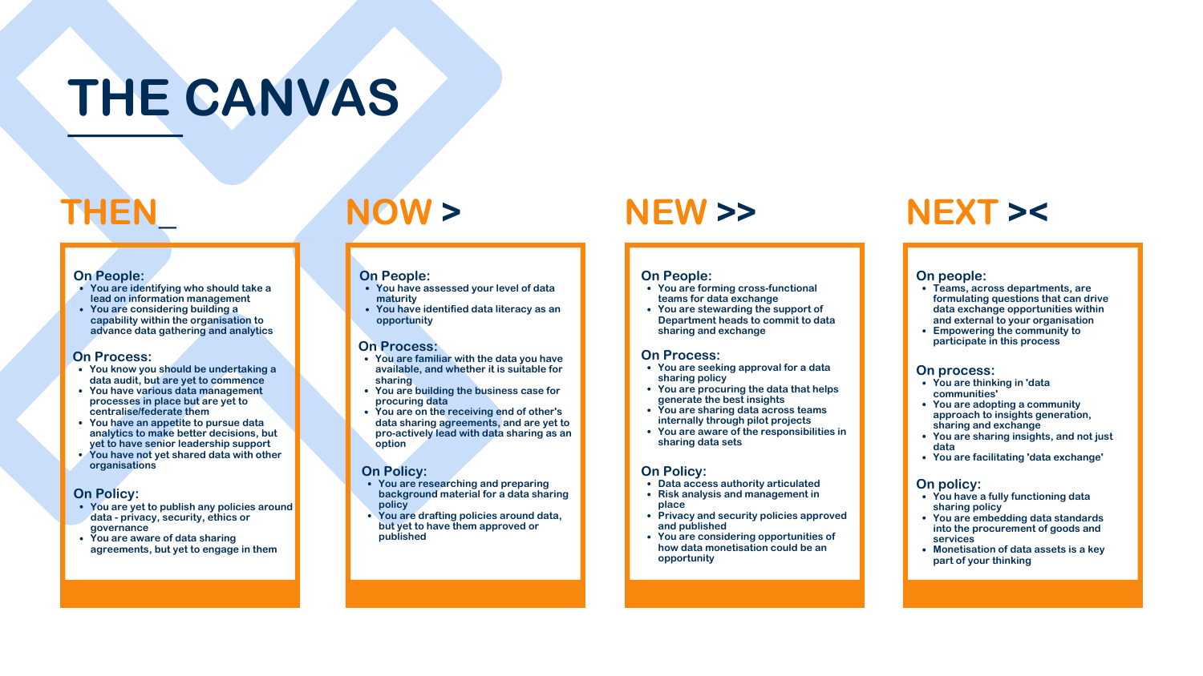# THE CANVAS

## THEN_

**On People:**

- You are identifying who should take a lead on information management
- You are considering building a capability within the organisation to advance data gathering and analytics

**On Process:**

- You know you should be undertaking a data audit, but are yet to commence
- You have various data management processes in place but are yet to centralise/federate them
- You have an appetite to pursue data analytics to make better decisions, but yet to have senior leadership support
- You have not yet shared data with other organisations

**On Policy:**

- You are yet to publish any policies around data - privacy, security, ethics or governance
- You are aware of data sharing agreements, but yet to engage in them

## NOW >

**On People:**

- You have assessed your level of data maturity
- You have identified data literacy as an opportunity

**On Process:**

- You are familiar with the data you have available, and whether it is suitable for sharing
- You are building the business case for procuring data
- You are on the receiving end of other's data sharing agreements, and are yet to pro-actively lead with data sharing as an option

**On Policy:**

- You are researching and preparing background material for a data sharing policy
- You are drafting policies around data, but yet to have them approved or published

## NEW >>

**On People:**

- You are forming cross-functional teams for data exchange
- You are stewarding the support of Department heads to commit to data sharing and exchange

**On Process:**

- You are seeking approval for a data sharing policy
- You are procuring the data that helps generate the best insights
- You are sharing data across teams internally through pilot projects
- You are aware of the responsibilities in sharing data sets

**On Policy:**

- Data access authority articulated
- Risk analysis and management in place
- Privacy and security policies approved and published
- You are considering opportunities of how data monetisation could be an opportunity

## NEXT ><

**On people:**

- Teams, across departments, are formulating questions that can drive data exchange opportunities within and external to your organisation
- Empowering the community to participate in this process

**On process:**

- You are thinking in 'data communities'
- You are adopting a community approach to insights generation, sharing and exchange
- You are sharing insights, and not just data
- You are facilitating 'data exchange'

**On policy:**

- You have a fully functioning data sharing policy
- You are embedding data standards into the procurement of goods and services
- Monetisation of data assets is a key part of your thinking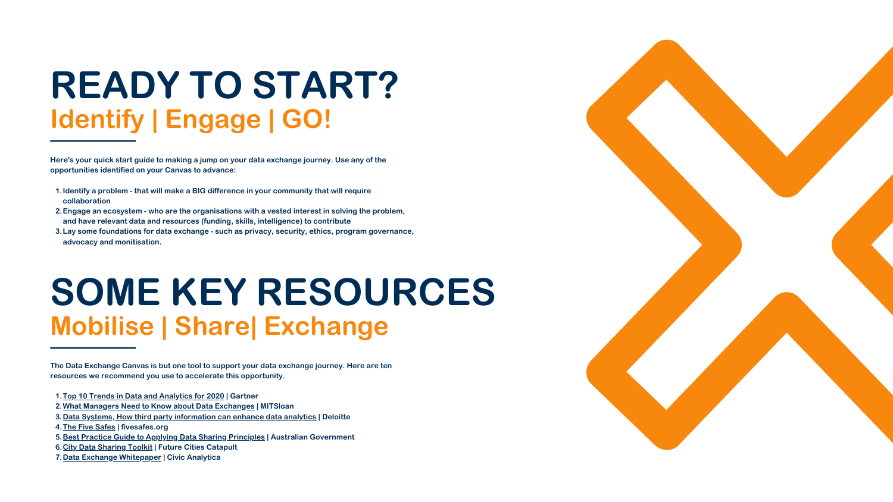# READY TO START?

## Identify | Engage | GO!

**Here's your quick start guide to making a jump on your data exchange journey. Use any of the opportunities identified on your Canvas to advance:**

1. **Identify a problem - that will make a BIG difference in your community that will require collaboration**
2. **Engage an ecosystem - who are the organisations with a vested interest in solving the problem, and have relevant data and resources (funding, skills, intelligence) to contribute**
3. **Lay some foundations for data exchange - such as privacy, security, ethics, program governance, advocacy and monitisation.**

# SOME KEY RESOURCES

## Mobilise | Share| Exchange

**The Data Exchange Canvas is but one tool to support your data exchange journey. Here are ten resources we recommend you use to accelerate this opportunity.**

1. **Top 10 Trends in Data and Analytics for 2020 | Gartner**
2. **What Managers Need to Know about Data Exchanges | MITSloan**
3. **Data Systems, How third party information can enhance data analytics | Deloitte**
4. **The Five Safes | fivesafes.org**
5. **Best Practice Guide to Applying Data Sharing Principles | Australian Government**
6. **City Data Sharing Toolkit | Future Cities Catapult**
7. **Data Exchange Whitepaper | Civic Analytica**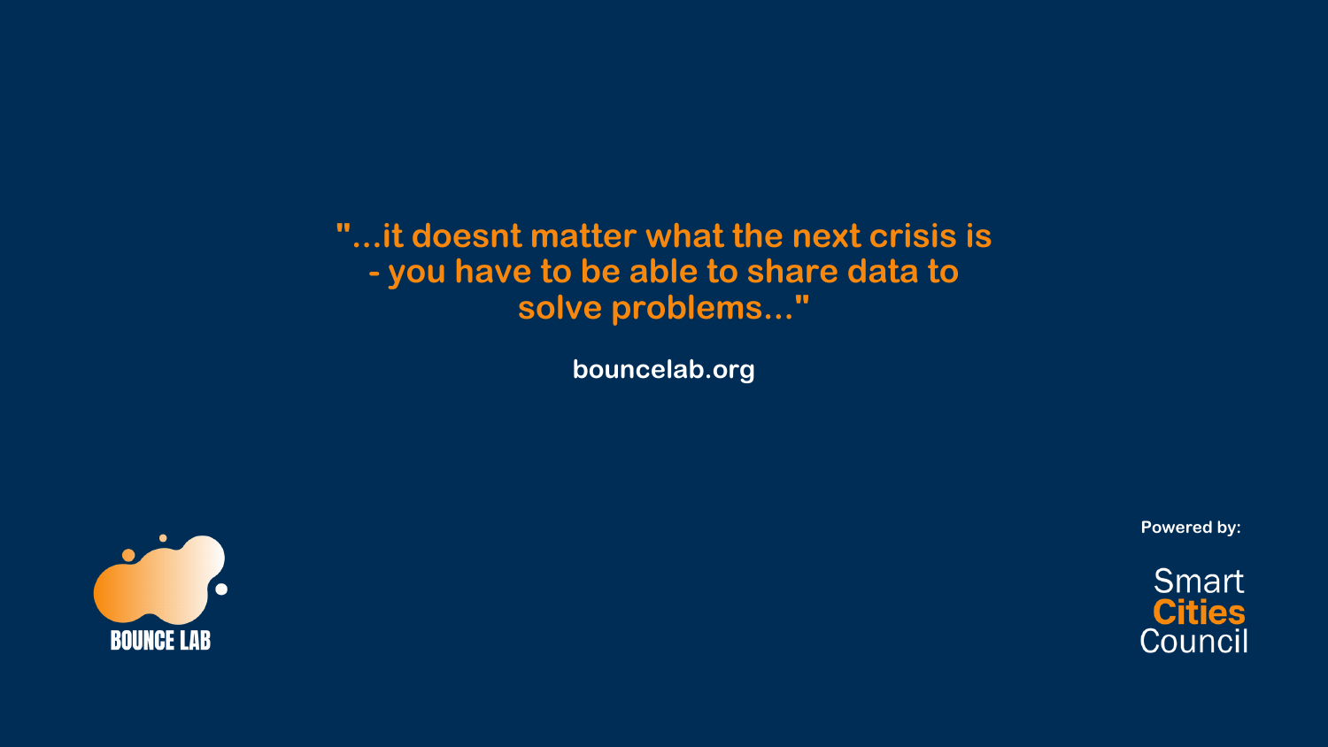"...it doesnt matter what the next crisis is - you have to be able to share data to solve problems..."

bouncelab.org

BOUNCE LAB

Powered by:

Smart
Cities
Council